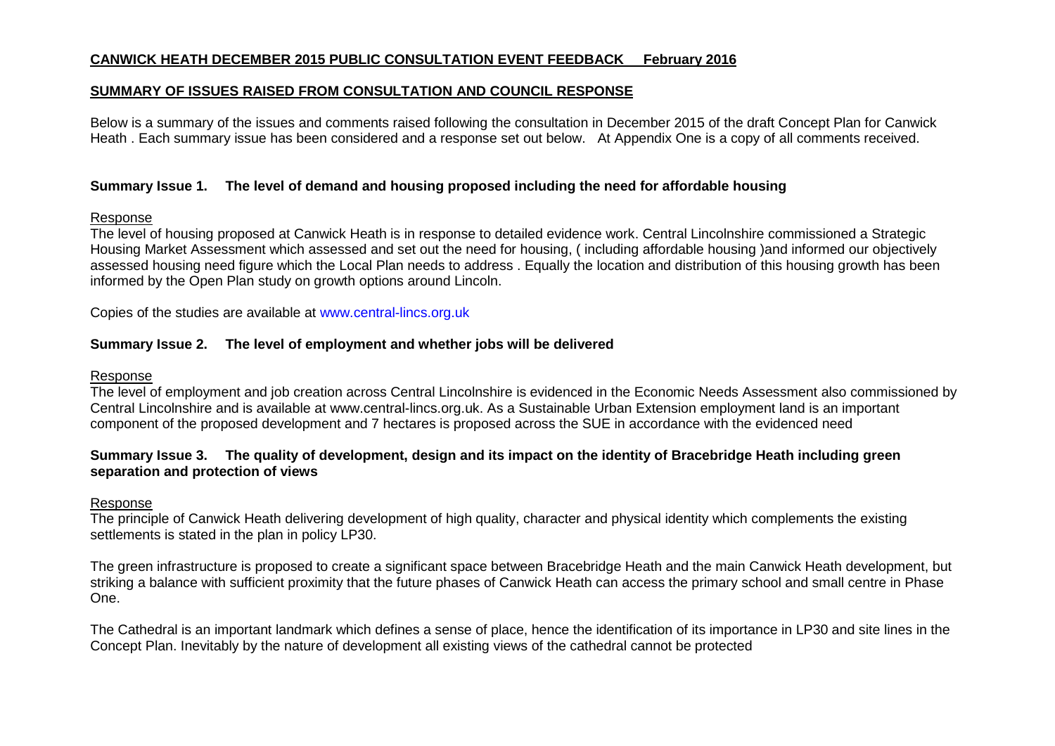## CANWICK HEATH DECEMBER 2015 PUBLIC CONSULTATION EVENT FEEDBACK     February 2016

## SUMMARY OF ISSUES RAISED FROM CONSULTATION AND COUNCIL RESPONSE

Below is a summary of the issues and comments raised following the consultation in December 2015 of the draft Concept Plan for Canwick Heath . Each summary issue has been considered and a response set out below.   At Appendix One is a copy of all comments received.

### Summary Issue 1.    The level of demand and housing proposed including the need for affordable housing

Response

The level of housing proposed at Canwick Heath is in response to detailed evidence work. Central Lincolnshire commissioned a Strategic Housing Market Assessment which assessed and set out the need for housing, ( including affordable housing )and informed our objectively assessed housing need figure which the Local Plan needs to address . Equally the location and distribution of this housing growth has been informed by the Open Plan study on growth options around Lincoln.

Copies of the studies are available at www.central-lincs.org.uk

### Summary Issue 2.    The level of employment and whether jobs will be delivered

Response

The level of employment and job creation across Central Lincolnshire is evidenced in the Economic Needs Assessment also commissioned by Central Lincolnshire and is available at www.central-lincs.org.uk. As a Sustainable Urban Extension employment land is an important component of the proposed development and 7 hectares is proposed across the SUE in accordance with the evidenced need

### Summary Issue 3.    The quality of development, design and its impact on the identity of Bracebridge Heath including green separation and protection of views

Response

The principle of Canwick Heath delivering development of high quality, character and physical identity which complements the existing settlements is stated in the plan in policy LP30.

The green infrastructure is proposed to create a significant space between Bracebridge Heath and the main Canwick Heath development, but striking a balance with sufficient proximity that the future phases of Canwick Heath can access the primary school and small centre in Phase One.

The Cathedral is an important landmark which defines a sense of place, hence the identification of its importance in LP30 and site lines in the Concept Plan. Inevitably by the nature of development all existing views of the cathedral cannot be protected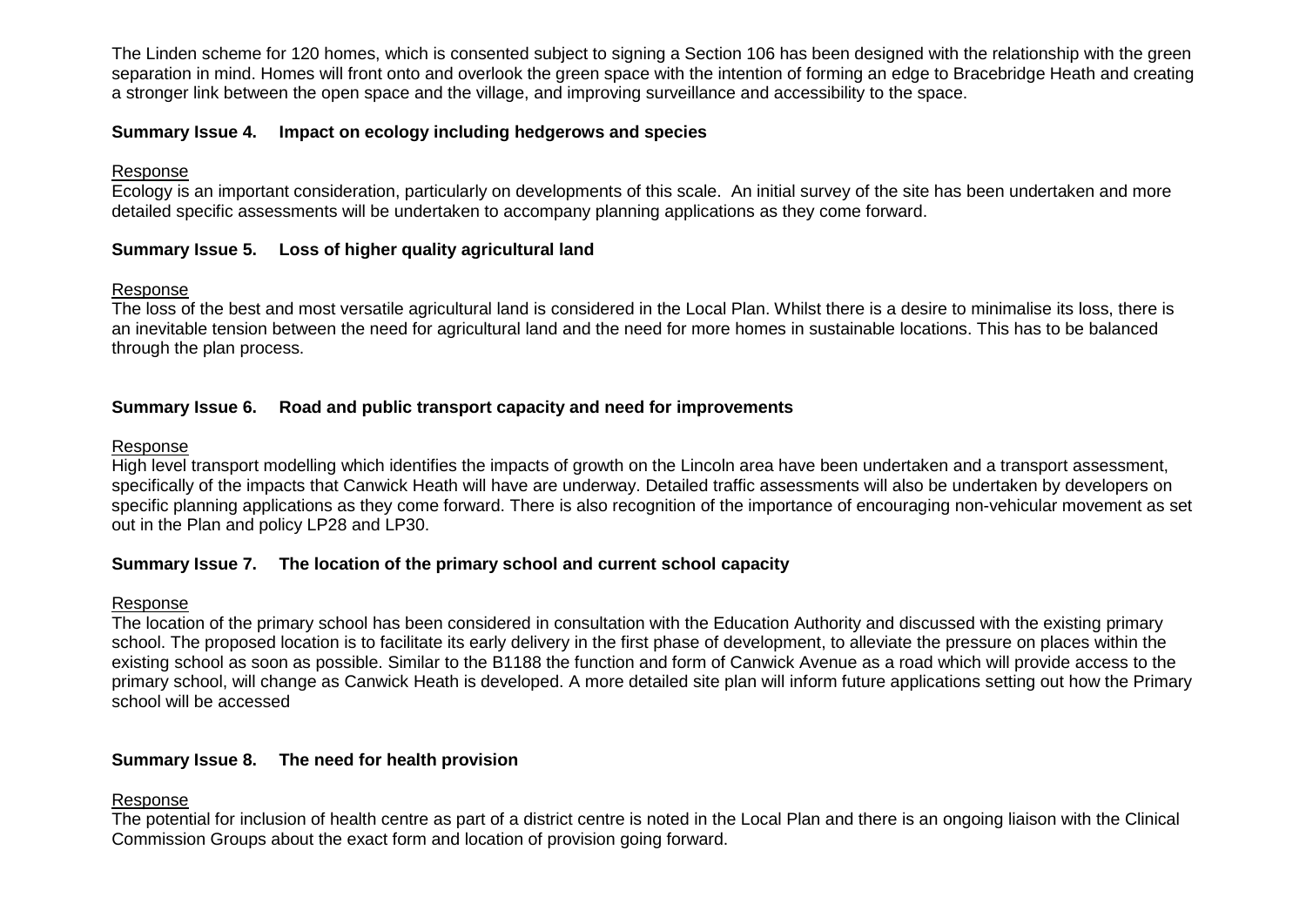The Linden scheme for 120 homes, which is consented subject to signing a Section 106 has been designed with the relationship with the green separation in mind. Homes will front onto and overlook the green space with the intention of forming an edge to Bracebridge Heath and creating a stronger link between the open space and the village, and improving surveillance and accessibility to the space.

**Summary Issue 4. Impact on ecology including hedgerows and species**

Response
Ecology is an important consideration, particularly on developments of this scale. An initial survey of the site has been undertaken and more detailed specific assessments will be undertaken to accompany planning applications as they come forward.

**Summary Issue 5. Loss of higher quality agricultural land**

Response
The loss of the best and most versatile agricultural land is considered in the Local Plan. Whilst there is a desire to minimalise its loss, there is an inevitable tension between the need for agricultural land and the need for more homes in sustainable locations. This has to be balanced through the plan process.

**Summary Issue 6. Road and public transport capacity and need for improvements**

Response
High level transport modelling which identifies the impacts of growth on the Lincoln area have been undertaken and a transport assessment, specifically of the impacts that Canwick Heath will have are underway. Detailed traffic assessments will also be undertaken by developers on specific planning applications as they come forward. There is also recognition of the importance of encouraging non-vehicular movement as set out in the Plan and policy LP28 and LP30.

**Summary Issue 7. The location of the primary school and current school capacity**

Response
The location of the primary school has been considered in consultation with the Education Authority and discussed with the existing primary school. The proposed location is to facilitate its early delivery in the first phase of development, to alleviate the pressure on places within the existing school as soon as possible. Similar to the B1188 the function and form of Canwick Avenue as a road which will provide access to the primary school, will change as Canwick Heath is developed. A more detailed site plan will inform future applications setting out how the Primary school will be accessed

**Summary Issue 8. The need for health provision**

Response
The potential for inclusion of health centre as part of a district centre is noted in the Local Plan and there is an ongoing liaison with the Clinical Commission Groups about the exact form and location of provision going forward.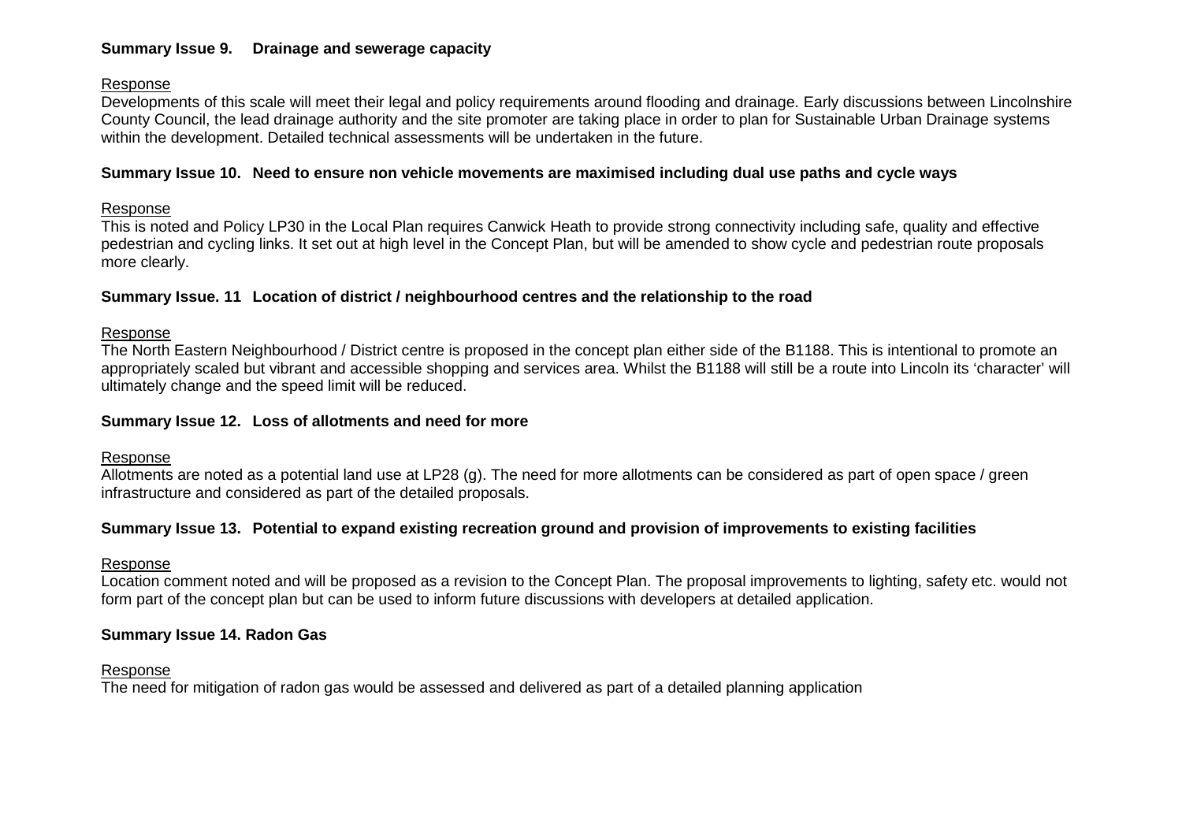**Summary Issue 9. Drainage and sewerage capacity**

Response

Developments of this scale will meet their legal and policy requirements around flooding and drainage. Early discussions between Lincolnshire County Council, the lead drainage authority and the site promoter are taking place in order to plan for Sustainable Urban Drainage systems within the development. Detailed technical assessments will be undertaken in the future.

**Summary Issue 10. Need to ensure non vehicle movements are maximised including dual use paths and cycle ways**

Response

This is noted and Policy LP30 in the Local Plan requires Canwick Heath to provide strong connectivity including safe, quality and effective pedestrian and cycling links. It set out at high level in the Concept Plan, but will be amended to show cycle and pedestrian route proposals more clearly.

**Summary Issue. 11 Location of district / neighbourhood centres and the relationship to the road**

Response

The North Eastern Neighbourhood / District centre is proposed in the concept plan either side of the B1188. This is intentional to promote an appropriately scaled but vibrant and accessible shopping and services area. Whilst the B1188 will still be a route into Lincoln its 'character' will ultimately change and the speed limit will be reduced.

**Summary Issue 12. Loss of allotments and need for more**

Response

Allotments are noted as a potential land use at LP28 (g). The need for more allotments can be considered as part of open space / green infrastructure and considered as part of the detailed proposals.

**Summary Issue 13. Potential to expand existing recreation ground and provision of improvements to existing facilities**

Response

Location comment noted and will be proposed as a revision to the Concept Plan. The proposal improvements to lighting, safety etc. would not form part of the concept plan but can be used to inform future discussions with developers at detailed application.

**Summary Issue 14. Radon Gas**

Response

The need for mitigation of radon gas would be assessed and delivered as part of a detailed planning application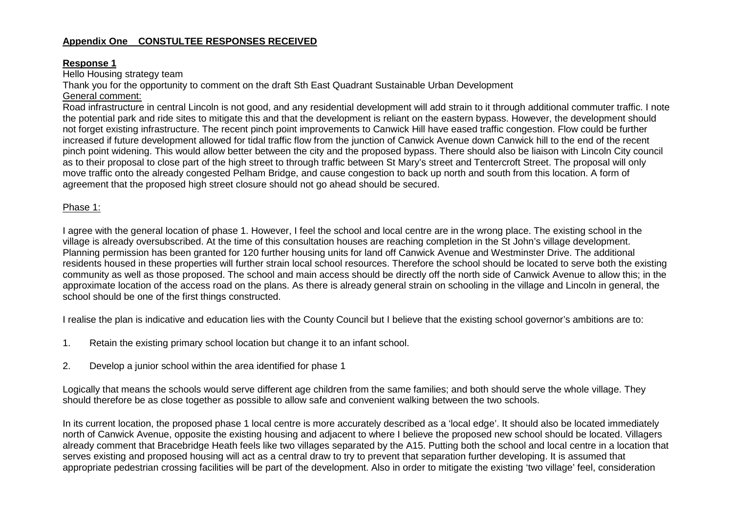**Appendix One CONSTULTEE RESPONSES RECEIVED**

**Response 1**

Hello Housing strategy team

Thank you for the opportunity to comment on the draft Sth East Quadrant Sustainable Urban Development

General comment:

Road infrastructure in central Lincoln is not good, and any residential development will add strain to it through additional commuter traffic. I note the potential park and ride sites to mitigate this and that the development is reliant on the eastern bypass. However, the development should not forget existing infrastructure. The recent pinch point improvements to Canwick Hill have eased traffic congestion. Flow could be further increased if future development allowed for tidal traffic flow from the junction of Canwick Avenue down Canwick hill to the end of the recent pinch point widening. This would allow better between the city and the proposed bypass. There should also be liaison with Lincoln City council as to their proposal to close part of the high street to through traffic between St Mary's street and Tentercroft Street. The proposal will only move traffic onto the already congested Pelham Bridge, and cause congestion to back up north and south from this location. A form of agreement that the proposed high street closure should not go ahead should be secured.

Phase 1:

I agree with the general location of phase 1. However, I feel the school and local centre are in the wrong place. The existing school in the village is already oversubscribed. At the time of this consultation houses are reaching completion in the St John's village development. Planning permission has been granted for 120 further housing units for land off Canwick Avenue and Westminster Drive. The additional residents housed in these properties will further strain local school resources. Therefore the school should be located to serve both the existing community as well as those proposed. The school and main access should be directly off the north side of Canwick Avenue to allow this; in the approximate location of the access road on the plans. As there is already general strain on schooling in the village and Lincoln in general, the school should be one of the first things constructed.

I realise the plan is indicative and education lies with the County Council but I believe that the existing school governor's ambitions are to:

1. Retain the existing primary school location but change it to an infant school.

2. Develop a junior school within the area identified for phase 1

Logically that means the schools would serve different age children from the same families; and both should serve the whole village. They should therefore be as close together as possible to allow safe and convenient walking between the two schools.

In its current location, the proposed phase 1 local centre is more accurately described as a 'local edge'. It should also be located immediately north of Canwick Avenue, opposite the existing housing and adjacent to where I believe the proposed new school should be located. Villagers already comment that Bracebridge Heath feels like two villages separated by the A15. Putting both the school and local centre in a location that serves existing and proposed housing will act as a central draw to try to prevent that separation further developing. It is assumed that appropriate pedestrian crossing facilities will be part of the development. Also in order to mitigate the existing 'two village' feel, consideration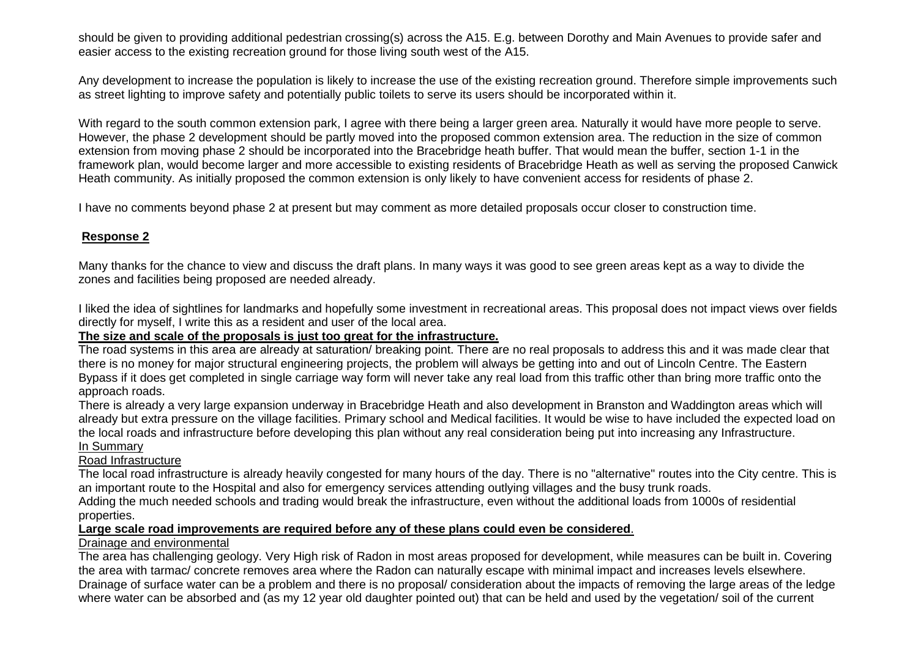should be given to providing additional pedestrian crossing(s) across the A15. E.g. between Dorothy and Main Avenues to provide safer and easier access to the existing recreation ground for those living south west of the A15.

Any development to increase the population is likely to increase the use of the existing recreation ground. Therefore simple improvements such as street lighting to improve safety and potentially public toilets to serve its users should be incorporated within it.

With regard to the south common extension park, I agree with there being a larger green area. Naturally it would have more people to serve. However, the phase 2 development should be partly moved into the proposed common extension area. The reduction in the size of common extension from moving phase 2 should be incorporated into the Bracebridge heath buffer. That would mean the buffer, section 1-1 in the framework plan, would become larger and more accessible to existing residents of Bracebridge Heath as well as serving the proposed Canwick Heath community. As initially proposed the common extension is only likely to have convenient access for residents of phase 2.

I have no comments beyond phase 2 at present but may comment as more detailed proposals occur closer to construction time.

**Response 2**

Many thanks for the chance to view and discuss the draft plans. In many ways it was good to see green areas kept as a way to divide the zones and facilities being proposed are needed already.

I liked the idea of sightlines for landmarks and hopefully some investment in recreational areas. This proposal does not impact views over fields directly for myself, I write this as a resident and user of the local area.

**The size and scale of the proposals is just too great for the infrastructure.**

The road systems in this area are already at saturation/ breaking point. There are no real proposals to address this and it was made clear that there is no money for major structural engineering projects, the problem will always be getting into and out of Lincoln Centre. The Eastern Bypass if it does get completed in single carriage way form will never take any real load from this traffic other than bring more traffic onto the approach roads.

There is already a very large expansion underway in Bracebridge Heath and also development in Branston and Waddington areas which will already but extra pressure on the village facilities. Primary school and Medical facilities. It would be wise to have included the expected load on the local roads and infrastructure before developing this plan without any real consideration being put into increasing any Infrastructure.

In Summary

Road Infrastructure

The local road infrastructure is already heavily congested for many hours of the day. There is no "alternative" routes into the City centre. This is an important route to the Hospital and also for emergency services attending outlying villages and the busy trunk roads.

Adding the much needed schools and trading would break the infrastructure, even without the additional loads from 1000s of residential properties.

**Large scale road improvements are required before any of these plans could even be considered**.

Drainage and environmental

The area has challenging geology. Very High risk of Radon in most areas proposed for development, while measures can be built in. Covering the area with tarmac/ concrete removes area where the Radon can naturally escape with minimal impact and increases levels elsewhere.

Drainage of surface water can be a problem and there is no proposal/ consideration about the impacts of removing the large areas of the ledge where water can be absorbed and (as my 12 year old daughter pointed out) that can be held and used by the vegetation/ soil of the current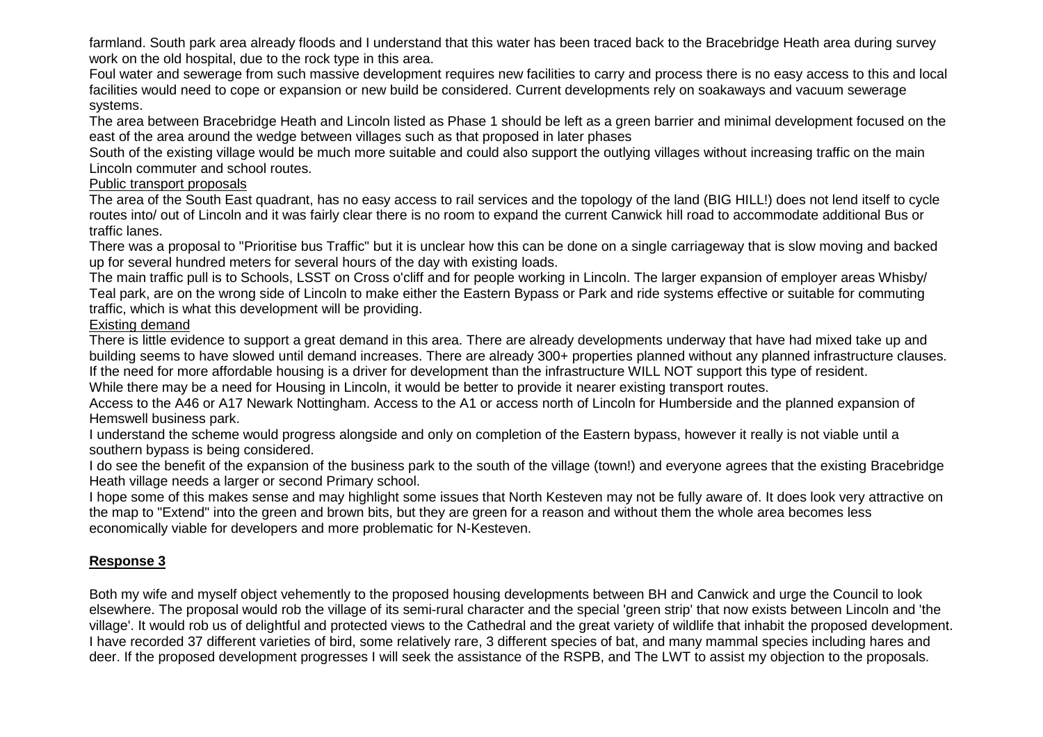farmland. South park area already floods and I understand that this water has been traced back to the Bracebridge Heath area during survey work on the old hospital, due to the rock type in this area.

Foul water and sewerage from such massive development requires new facilities to carry and process there is no easy access to this and local facilities would need to cope or expansion or new build be considered. Current developments rely on soakaways and vacuum sewerage systems.

The area between Bracebridge Heath and Lincoln listed as Phase 1 should be left as a green barrier and minimal development focused on the east of the area around the wedge between villages such as that proposed in later phases

South of the existing village would be much more suitable and could also support the outlying villages without increasing traffic on the main Lincoln commuter and school routes.

<u>Public transport proposals</u>

The area of the South East quadrant, has no easy access to rail services and the topology of the land (BIG HILL!) does not lend itself to cycle routes into/ out of Lincoln and it was fairly clear there is no room to expand the current Canwick hill road to accommodate additional Bus or traffic lanes.

There was a proposal to "Prioritise bus Traffic" but it is unclear how this can be done on a single carriageway that is slow moving and backed up for several hundred meters for several hours of the day with existing loads.

The main traffic pull is to Schools, LSST on Cross o'cliff and for people working in Lincoln. The larger expansion of employer areas Whisby/ Teal park, are on the wrong side of Lincoln to make either the Eastern Bypass or Park and ride systems effective or suitable for commuting traffic, which is what this development will be providing.

<u>Existing demand</u>

There is little evidence to support a great demand in this area. There are already developments underway that have had mixed take up and building seems to have slowed until demand increases. There are already 300+ properties planned without any planned infrastructure clauses.

If the need for more affordable housing is a driver for development than the infrastructure WILL NOT support this type of resident.

While there may be a need for Housing in Lincoln, it would be better to provide it nearer existing transport routes.

Access to the A46 or A17 Newark Nottingham. Access to the A1 or access north of Lincoln for Humberside and the planned expansion of Hemswell business park.

I understand the scheme would progress alongside and only on completion of the Eastern bypass, however it really is not viable until a southern bypass is being considered.

I do see the benefit of the expansion of the business park to the south of the village (town!) and everyone agrees that the existing Bracebridge Heath village needs a larger or second Primary school.

I hope some of this makes sense and may highlight some issues that North Kesteven may not be fully aware of. It does look very attractive on the map to "Extend" into the green and brown bits, but they are green for a reason and without them the whole area becomes less economically viable for developers and more problematic for N-Kesteven.

## <u>Response 3</u>

Both my wife and myself object vehemently to the proposed housing developments between BH and Canwick and urge the Council to look elsewhere. The proposal would rob the village of its semi-rural character and the special 'green strip' that now exists between Lincoln and 'the village'. It would rob us of delightful and protected views to the Cathedral and the great variety of wildlife that inhabit the proposed development. I have recorded 37 different varieties of bird, some relatively rare, 3 different species of bat, and many mammal species including hares and deer. If the proposed development progresses I will seek the assistance of the RSPB, and The LWT to assist my objection to the proposals.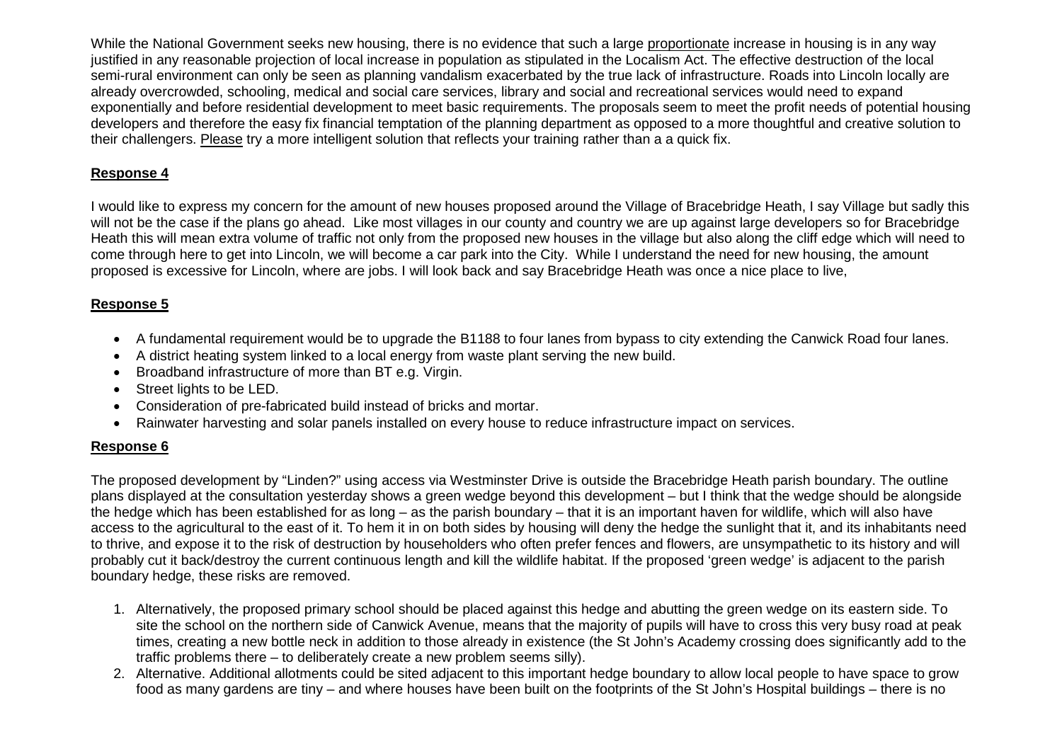While the National Government seeks new housing, there is no evidence that such a large proportionate increase in housing is in any way justified in any reasonable projection of local increase in population as stipulated in the Localism Act. The effective destruction of the local semi-rural environment can only be seen as planning vandalism exacerbated by the true lack of infrastructure. Roads into Lincoln locally are already overcrowded, schooling, medical and social care services, library and social and recreational services would need to expand exponentially and before residential development to meet basic requirements. The proposals seem to meet the profit needs of potential housing developers and therefore the easy fix financial temptation of the planning department as opposed to a more thoughtful and creative solution to their challengers. Please try a more intelligent solution that reflects your training rather than a a quick fix.

**Response 4**

I would like to express my concern for the amount of new houses proposed around the Village of Bracebridge Heath, I say Village but sadly this will not be the case if the plans go ahead. Like most villages in our county and country we are up against large developers so for Bracebridge Heath this will mean extra volume of traffic not only from the proposed new houses in the village but also along the cliff edge which will need to come through here to get into Lincoln, we will become a car park into the City. While I understand the need for new housing, the amount proposed is excessive for Lincoln, where are jobs. I will look back and say Bracebridge Heath was once a nice place to live,

**Response 5**

- A fundamental requirement would be to upgrade the B1188 to four lanes from bypass to city extending the Canwick Road four lanes.
- A district heating system linked to a local energy from waste plant serving the new build.
- Broadband infrastructure of more than BT e.g. Virgin.
- Street lights to be LED.
- Consideration of pre-fabricated build instead of bricks and mortar.
- Rainwater harvesting and solar panels installed on every house to reduce infrastructure impact on services.

**Response 6**

The proposed development by "Linden?" using access via Westminster Drive is outside the Bracebridge Heath parish boundary. The outline plans displayed at the consultation yesterday shows a green wedge beyond this development – but I think that the wedge should be alongside the hedge which has been established for as long – as the parish boundary – that it is an important haven for wildlife, which will also have access to the agricultural to the east of it. To hem it in on both sides by housing will deny the hedge the sunlight that it, and its inhabitants need to thrive, and expose it to the risk of destruction by householders who often prefer fences and flowers, are unsympathetic to its history and will probably cut it back/destroy the current continuous length and kill the wildlife habitat. If the proposed 'green wedge' is adjacent to the parish boundary hedge, these risks are removed.

1. Alternatively, the proposed primary school should be placed against this hedge and abutting the green wedge on its eastern side. To site the school on the northern side of Canwick Avenue, means that the majority of pupils will have to cross this very busy road at peak times, creating a new bottle neck in addition to those already in existence (the St John's Academy crossing does significantly add to the traffic problems there – to deliberately create a new problem seems silly).
2. Alternative. Additional allotments could be sited adjacent to this important hedge boundary to allow local people to have space to grow food as many gardens are tiny – and where houses have been built on the footprints of the St John's Hospital buildings – there is no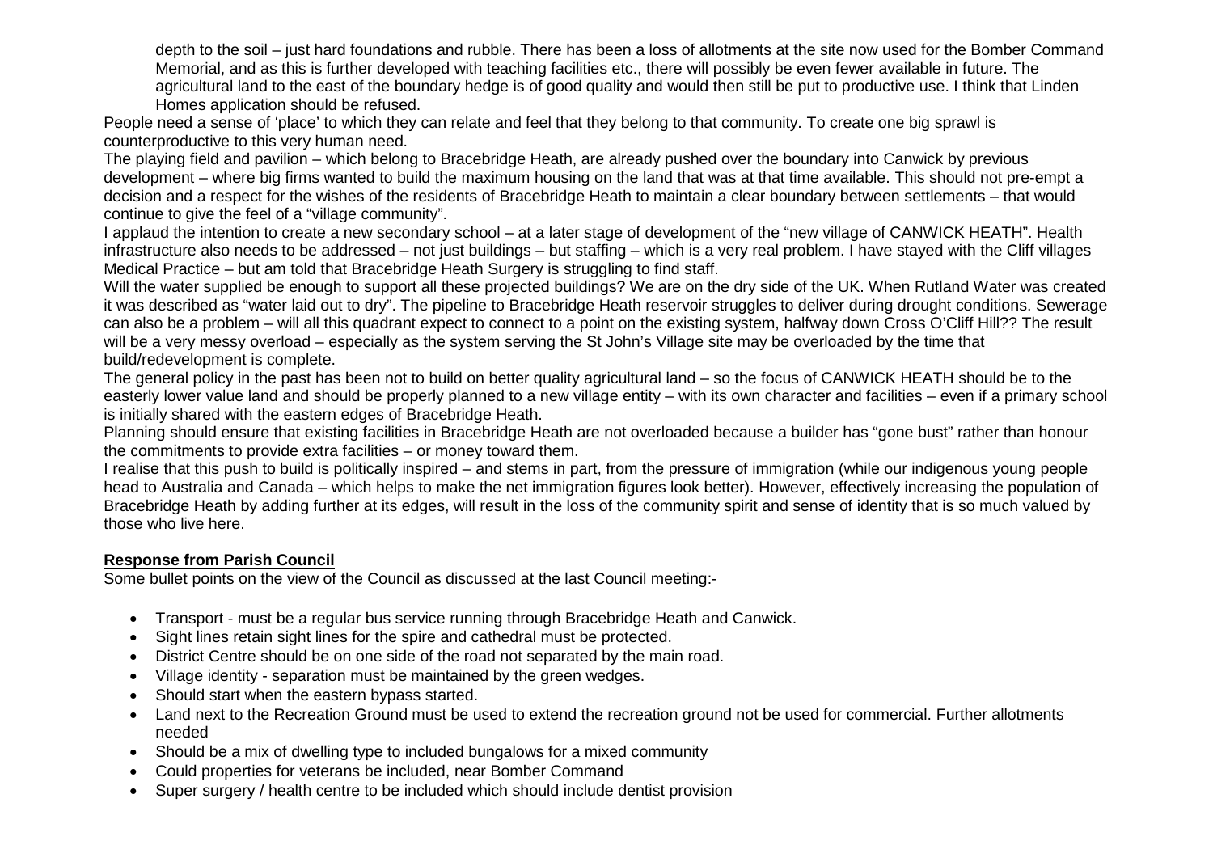depth to the soil – just hard foundations and rubble. There has been a loss of allotments at the site now used for the Bomber Command Memorial, and as this is further developed with teaching facilities etc., there will possibly be even fewer available in future. The agricultural land to the east of the boundary hedge is of good quality and would then still be put to productive use. I think that Linden Homes application should be refused.

People need a sense of 'place' to which they can relate and feel that they belong to that community. To create one big sprawl is counterproductive to this very human need.

The playing field and pavilion – which belong to Bracebridge Heath, are already pushed over the boundary into Canwick by previous development – where big firms wanted to build the maximum housing on the land that was at that time available. This should not pre-empt a decision and a respect for the wishes of the residents of Bracebridge Heath to maintain a clear boundary between settlements – that would continue to give the feel of a "village community".

I applaud the intention to create a new secondary school – at a later stage of development of the "new village of CANWICK HEATH". Health infrastructure also needs to be addressed – not just buildings – but staffing – which is a very real problem. I have stayed with the Cliff villages Medical Practice – but am told that Bracebridge Heath Surgery is struggling to find staff.

Will the water supplied be enough to support all these projected buildings? We are on the dry side of the UK. When Rutland Water was created it was described as "water laid out to dry". The pipeline to Bracebridge Heath reservoir struggles to deliver during drought conditions. Sewerage can also be a problem – will all this quadrant expect to connect to a point on the existing system, halfway down Cross O'Cliff Hill?? The result will be a very messy overload – especially as the system serving the St John's Village site may be overloaded by the time that build/redevelopment is complete.

The general policy in the past has been not to build on better quality agricultural land – so the focus of CANWICK HEATH should be to the easterly lower value land and should be properly planned to a new village entity – with its own character and facilities – even if a primary school is initially shared with the eastern edges of Bracebridge Heath.

Planning should ensure that existing facilities in Bracebridge Heath are not overloaded because a builder has "gone bust" rather than honour the commitments to provide extra facilities – or money toward them.

I realise that this push to build is politically inspired – and stems in part, from the pressure of immigration (while our indigenous young people head to Australia and Canada – which helps to make the net immigration figures look better). However, effectively increasing the population of Bracebridge Heath by adding further at its edges, will result in the loss of the community spirit and sense of identity that is so much valued by those who live here.

**Response from Parish Council**

Some bullet points on the view of the Council as discussed at the last Council meeting:-

- Transport - must be a regular bus service running through Bracebridge Heath and Canwick.
- Sight lines retain sight lines for the spire and cathedral must be protected.
- District Centre should be on one side of the road not separated by the main road.
- Village identity - separation must be maintained by the green wedges.
- Should start when the eastern bypass started.
- Land next to the Recreation Ground must be used to extend the recreation ground not be used for commercial. Further allotments needed
- Should be a mix of dwelling type to included bungalows for a mixed community
- Could properties for veterans be included, near Bomber Command
- Super surgery / health centre to be included which should include dentist provision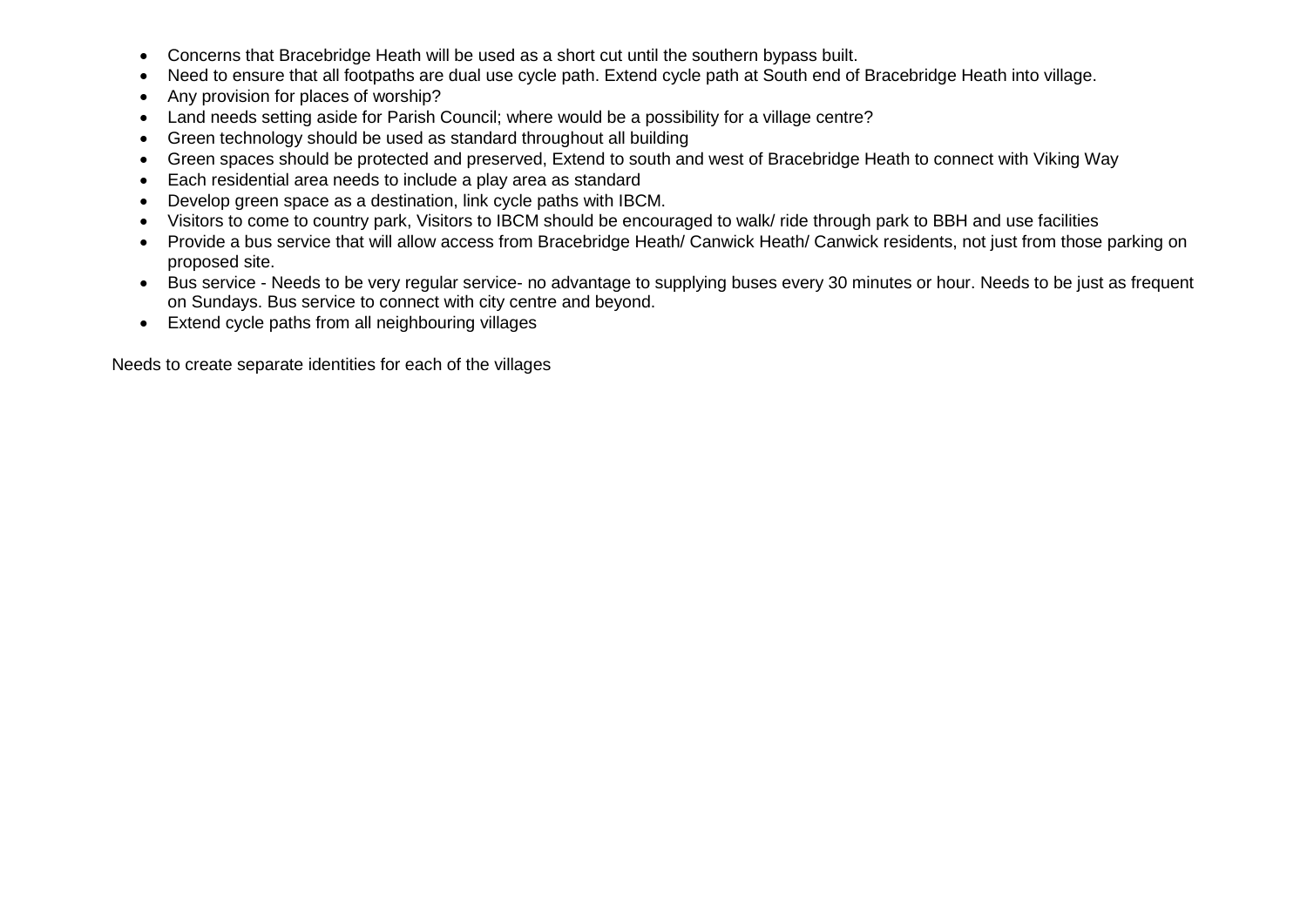- Concerns that Bracebridge Heath will be used as a short cut until the southern bypass built.
- Need to ensure that all footpaths are dual use cycle path. Extend cycle path at South end of Bracebridge Heath into village.
- Any provision for places of worship?
- Land needs setting aside for Parish Council; where would be a possibility for a village centre?
- Green technology should be used as standard throughout all building
- Green spaces should be protected and preserved, Extend to south and west of Bracebridge Heath to connect with Viking Way
- Each residential area needs to include a play area as standard
- Develop green space as a destination, link cycle paths with IBCM.
- Visitors to come to country park, Visitors to IBCM should be encouraged to walk/ ride through park to BBH and use facilities
- Provide a bus service that will allow access from Bracebridge Heath/ Canwick Heath/ Canwick residents, not just from those parking on proposed site.
- Bus service - Needs to be very regular service- no advantage to supplying buses every 30 minutes or hour. Needs to be just as frequent on Sundays. Bus service to connect with city centre and beyond.
- Extend cycle paths from all neighbouring villages

Needs to create separate identities for each of the villages